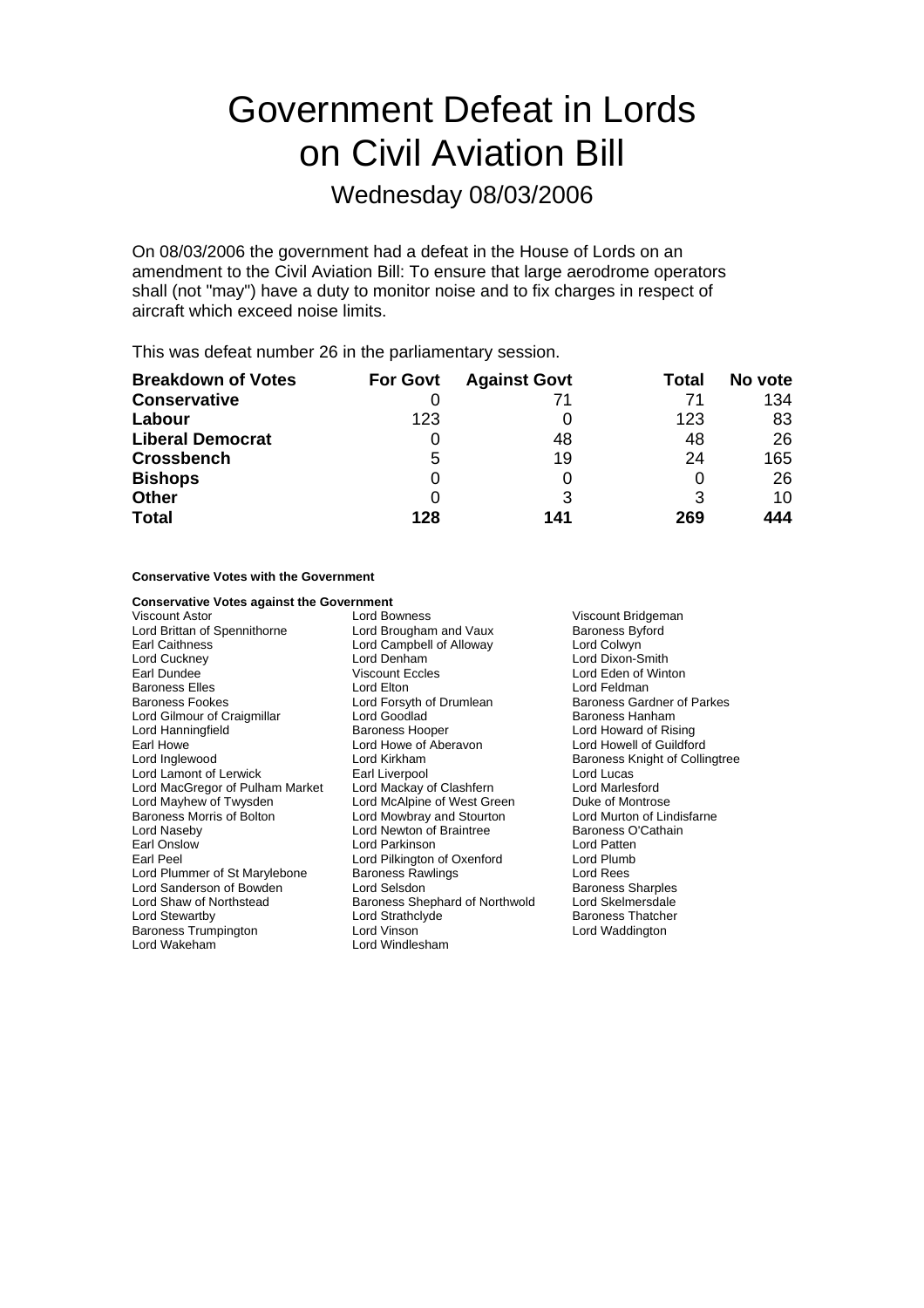# Government Defeat in Lords on Civil Aviation Bill

## Wednesday 08/03/2006

On 08/03/2006 the government had a defeat in the House of Lords on an amendment to the Civil Aviation Bill: To ensure that large aerodrome operators shall (not "may") have a duty to monitor noise and to fix charges in respect of aircraft which exceed noise limits.

This was defeat number 26 in the parliamentary session.

| Breakdown of Votes | For Govt | Against Govt | Total | No vote |
|---|---|---|---|---|
| **Conservative** | 0 | 71 | 71 | 134 |
| **Labour** | 123 | 0 | 123 | 83 |
| **Liberal Democrat** | 0 | 48 | 48 | 26 |
| **Crossbench** | 5 | 19 | 24 | 165 |
| **Bishops** | 0 | 0 | 0 | 26 |
| **Other** | 0 | 3 | 3 | 10 |
| **Total** | **128** | **141** | **269** | **444** |

**Conservative Votes with the Government**

**Conservative Votes against the Government**

Viscount Astor
Lord Bowness
Viscount Bridgeman
Lord Brittan of Spennithorne
Lord Brougham and Vaux
Baroness Byford
Earl Caithness
Lord Campbell of Alloway
Lord Colwyn
Lord Cuckney
Lord Denham
Lord Dixon-Smith
Earl Dundee
Viscount Eccles
Lord Eden of Winton
Baroness Elles
Lord Elton
Lord Feldman
Baroness Fookes
Lord Forsyth of Drumlean
Baroness Gardner of Parkes
Lord Gilmour of Craigmillar
Lord Goodlad
Baroness Hanham
Lord Hanningfield
Baroness Hooper
Lord Howard of Rising
Earl Howe
Lord Howe of Aberavon
Lord Howell of Guildford
Lord Inglewood
Lord Kirkham
Baroness Knight of Collingtree
Lord Lamont of Lerwick
Earl Liverpool
Lord Lucas
Lord MacGregor of Pulham Market
Lord Mackay of Clashfern
Lord Marlesford
Lord Mayhew of Twysden
Lord McAlpine of West Green
Duke of Montrose
Baroness Morris of Bolton
Lord Mowbray and Stourton
Lord Murton of Lindisfarne
Lord Naseby
Lord Newton of Braintree
Baroness O'Cathain
Earl Onslow
Lord Parkinson
Lord Patten
Earl Peel
Lord Pilkington of Oxenford
Lord Plumb
Lord Plummer of St Marylebone
Baroness Rawlings
Lord Rees
Lord Sanderson of Bowden
Lord Selsdon
Baroness Sharples
Lord Shaw of Northstead
Baroness Shephard of Northwold
Lord Skelmersdale
Lord Stewartby
Lord Strathclyde
Baroness Thatcher
Baroness Trumpington
Lord Vinson
Lord Waddington
Lord Wakeham
Lord Windlesham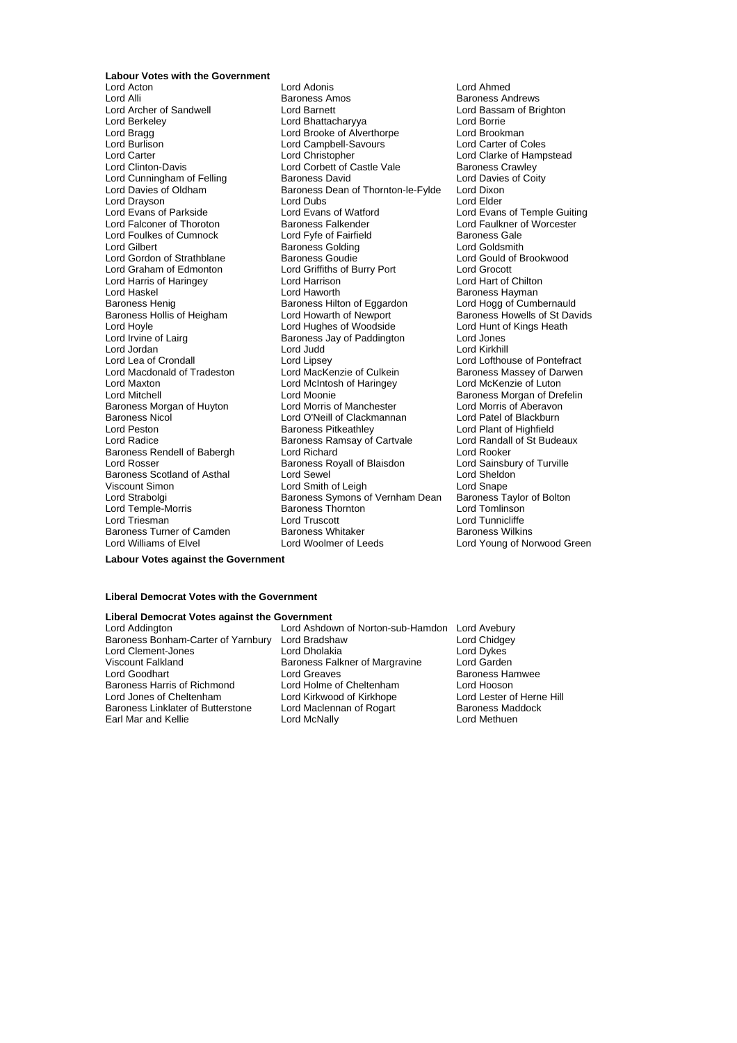**Labour Votes with the Government**

Lord Acton
Lord Adonis
Lord Ahmed
Lord Alli
Baroness Amos
Baroness Andrews
Lord Archer of Sandwell
Lord Barnett
Lord Bassam of Brighton
Lord Berkeley
Lord Bhattacharyya
Lord Borrie
Lord Bragg
Lord Brooke of Alverthorpe
Lord Brookman
Lord Burlison
Lord Campbell-Savours
Lord Carter of Coles
Lord Carter
Lord Christopher
Lord Clarke of Hampstead
Lord Clinton-Davis
Lord Corbett of Castle Vale
Baroness Crawley
Lord Cunningham of Felling
Baroness David
Lord Davies of Coity
Lord Davies of Oldham
Baroness Dean of Thornton-le-Fylde
Lord Dixon
Lord Drayson
Lord Dubs
Lord Elder
Lord Evans of Parkside
Lord Evans of Watford
Lord Evans of Temple Guiting
Lord Falconer of Thoroton
Baroness Falkender
Lord Faulkner of Worcester
Lord Foulkes of Cumnock
Lord Fyfe of Fairfield
Baroness Gale
Lord Gilbert
Baroness Golding
Lord Goldsmith
Lord Gordon of Strathblane
Baroness Goudie
Lord Gould of Brookwood
Lord Graham of Edmonton
Lord Griffiths of Burry Port
Lord Grocott
Lord Harris of Haringey
Lord Harrison
Lord Hart of Chilton
Lord Haskel
Lord Haworth
Baroness Hayman
Baroness Henig
Baroness Hilton of Eggardon
Lord Hogg of Cumbernauld
Baroness Hollis of Heigham
Lord Howarth of Newport
Baroness Howells of St Davids
Lord Hoyle
Lord Hughes of Woodside
Lord Hunt of Kings Heath
Lord Irvine of Lairg
Baroness Jay of Paddington
Lord Jones
Lord Jordan
Lord Judd
Lord Kirkhill
Lord Lea of Crondall
Lord Lipsey
Lord Lofthouse of Pontefract
Lord Macdonald of Tradeston
Lord MacKenzie of Culkein
Baroness Massey of Darwen
Lord Maxton
Lord McIntosh of Haringey
Lord McKenzie of Luton
Lord Mitchell
Lord Moonie
Baroness Morgan of Drefelin
Baroness Morgan of Huyton
Lord Morris of Manchester
Lord Morris of Aberavon
Baroness Nicol
Lord O'Neill of Clackmannan
Lord Patel of Blackburn
Lord Peston
Baroness Pitkeathley
Lord Plant of Highfield
Lord Radice
Baroness Ramsay of Cartvale
Lord Randall of St Budeaux
Baroness Rendell of Babergh
Lord Richard
Lord Rooker
Lord Rosser
Baroness Royall of Blaisdon
Lord Sainsbury of Turville
Baroness Scotland of Asthal
Lord Sewel
Lord Sheldon
Viscount Simon
Lord Smith of Leigh
Lord Snape
Lord Strabolgi
Baroness Symons of Vernham Dean
Baroness Taylor of Bolton
Lord Temple-Morris
Baroness Thornton
Lord Tomlinson
Lord Triesman
Lord Truscott
Lord Tunnicliffe
Baroness Turner of Camden
Baroness Whitaker
Baroness Wilkins
Lord Williams of Elvel
Lord Woolmer of Leeds
Lord Young of Norwood Green

**Labour Votes against the Government**

**Liberal Democrat Votes with the Government**

**Liberal Democrat Votes against the Government**

Lord Addington
Lord Ashdown of Norton-sub-Hamdon
Lord Avebury
Baroness Bonham-Carter of Yarnbury
Lord Bradshaw
Lord Chidgey
Lord Clement-Jones
Lord Dholakia
Lord Dykes
Viscount Falkland
Baroness Falkner of Margravine
Lord Garden
Lord Goodhart
Lord Greaves
Baroness Hamwee
Baroness Harris of Richmond
Lord Holme of Cheltenham
Lord Hooson
Lord Jones of Cheltenham
Lord Kirkwood of Kirkhope
Lord Lester of Herne Hill
Baroness Linklater of Butterstone
Lord Maclennan of Rogart
Baroness Maddock
Earl Mar and Kellie
Lord McNally
Lord Methuen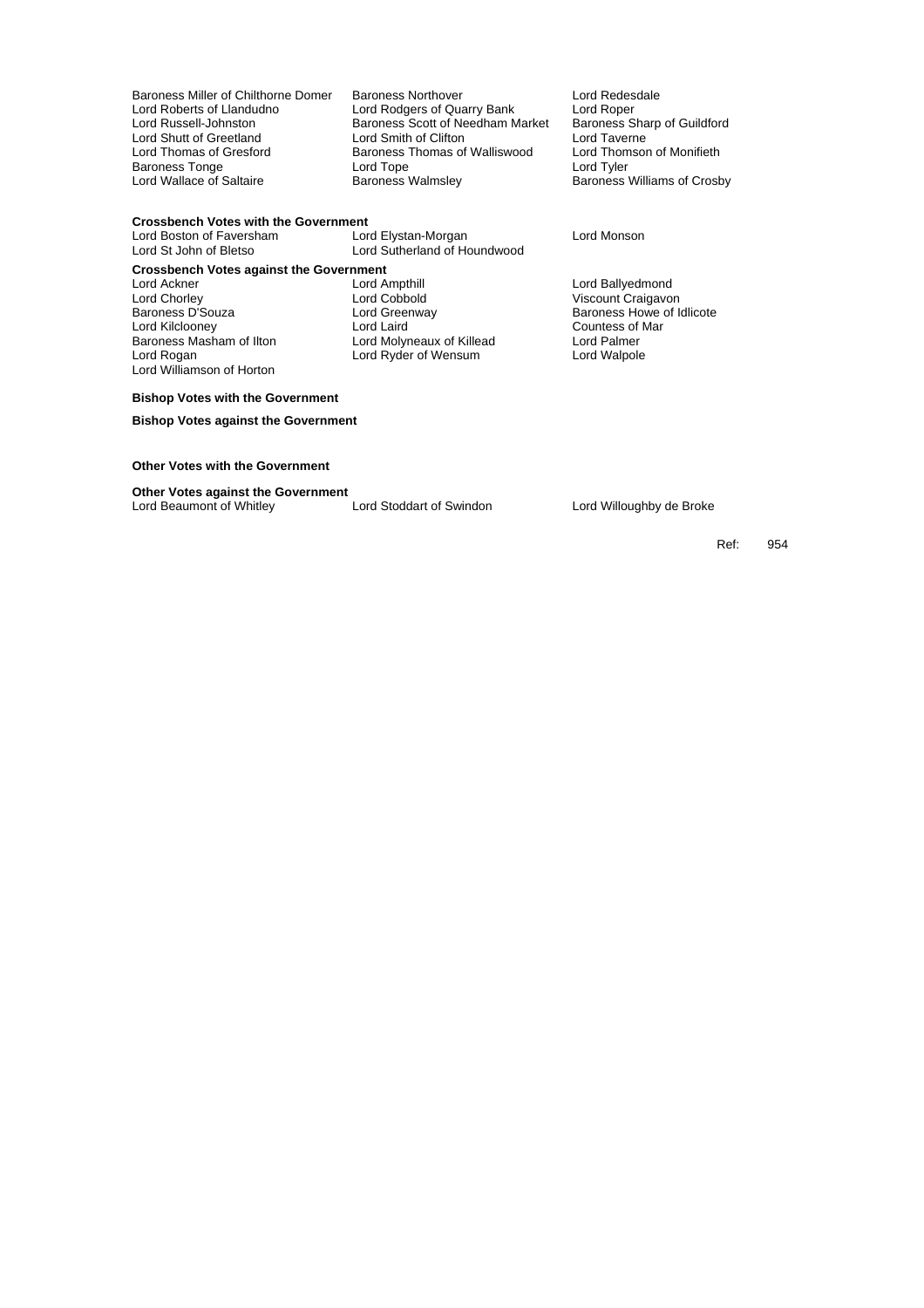Baroness Miller of Chilthorne Domer
Lord Roberts of Llandudno
Lord Russell-Johnston
Lord Shutt of Greetland
Lord Thomas of Gresford
Baroness Tonge
Lord Wallace of Saltaire
Baroness Northover
Lord Rodgers of Quarry Bank
Baroness Scott of Needham Market
Lord Smith of Clifton
Baroness Thomas of Walliswood
Lord Tope
Baroness Walmsley
Lord Redesdale
Lord Roper
Baroness Sharp of Guildford
Lord Taverne
Lord Thomson of Monifieth
Lord Tyler
Baroness Williams of Crosby

**Crossbench Votes with the Government**

Lord Boston of Faversham
Lord St John of Bletso
Lord Elystan-Morgan
Lord Sutherland of Houndwood
Lord Monson

**Crossbench Votes against the Government**

Lord Ackner
Lord Chorley
Baroness D'Souza
Lord Kilclooney
Baroness Masham of Ilton
Lord Rogan
Lord Williamson of Horton
Lord Ampthill
Lord Cobbold
Lord Greenway
Lord Laird
Lord Molyneaux of Killead
Lord Ryder of Wensum
Lord Ballyedmond
Viscount Craigavon
Baroness Howe of Idlicote
Countess of Mar
Lord Palmer
Lord Walpole

**Bishop Votes with the Government**

**Bishop Votes against the Government**

**Other Votes with the Government**

**Other Votes against the Government**

Lord Beaumont of Whitley
Lord Stoddart of Swindon
Lord Willoughby de Broke

Ref: 954